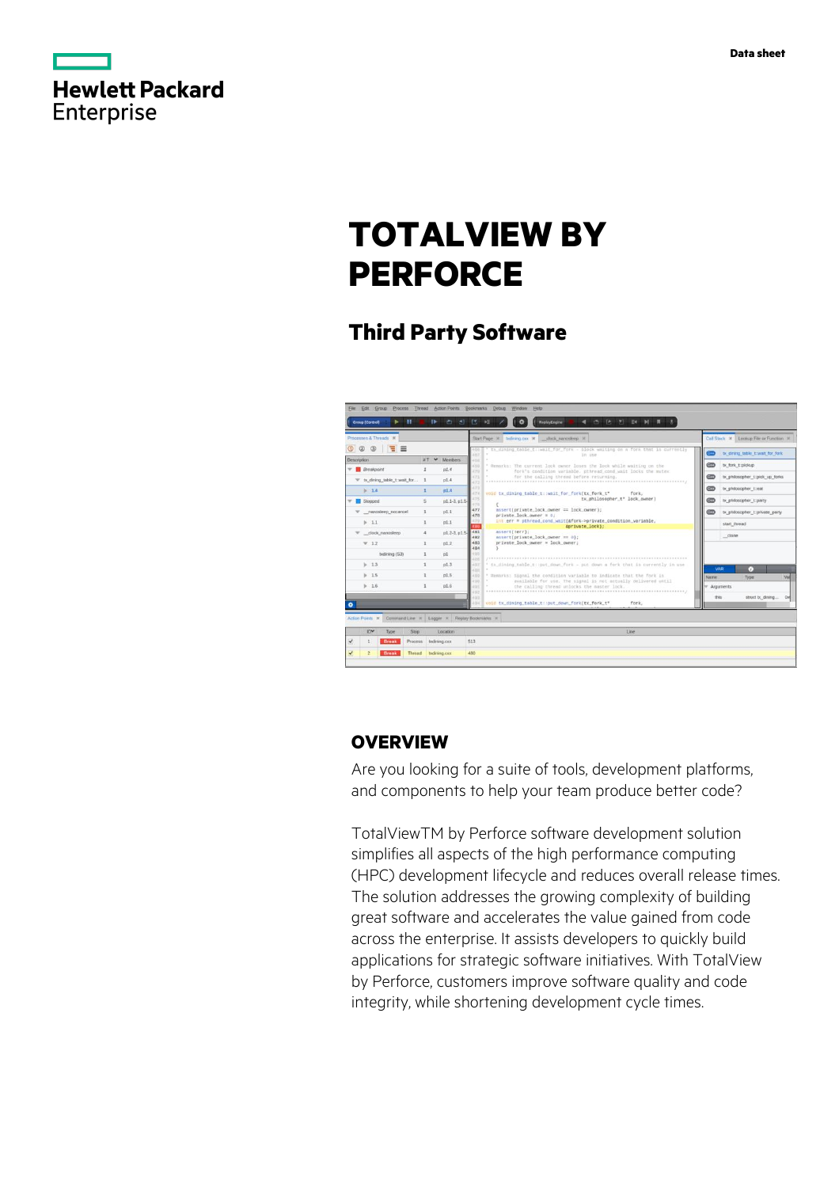Hewlett Packard Enterprise

Data sheet

# TOTALVIEW BY PERFORCE

## Third Party Software

## OVERVIEW

Are you looking for a suite of tools, development platforms, and components to help your team produce better code?

TotalViewTM by Perforce software development solution simplifies all aspects of the high performance computing (HPC) development lifecycle and reduces overall release times. The solution addresses the growing complexity of building great software and accelerates the value gained from code across the enterprise. It assists developers to quickly build applications for strategic software initiatives. With TotalView by Perforce, customers improve software quality and code integrity, while shortening development cycle times.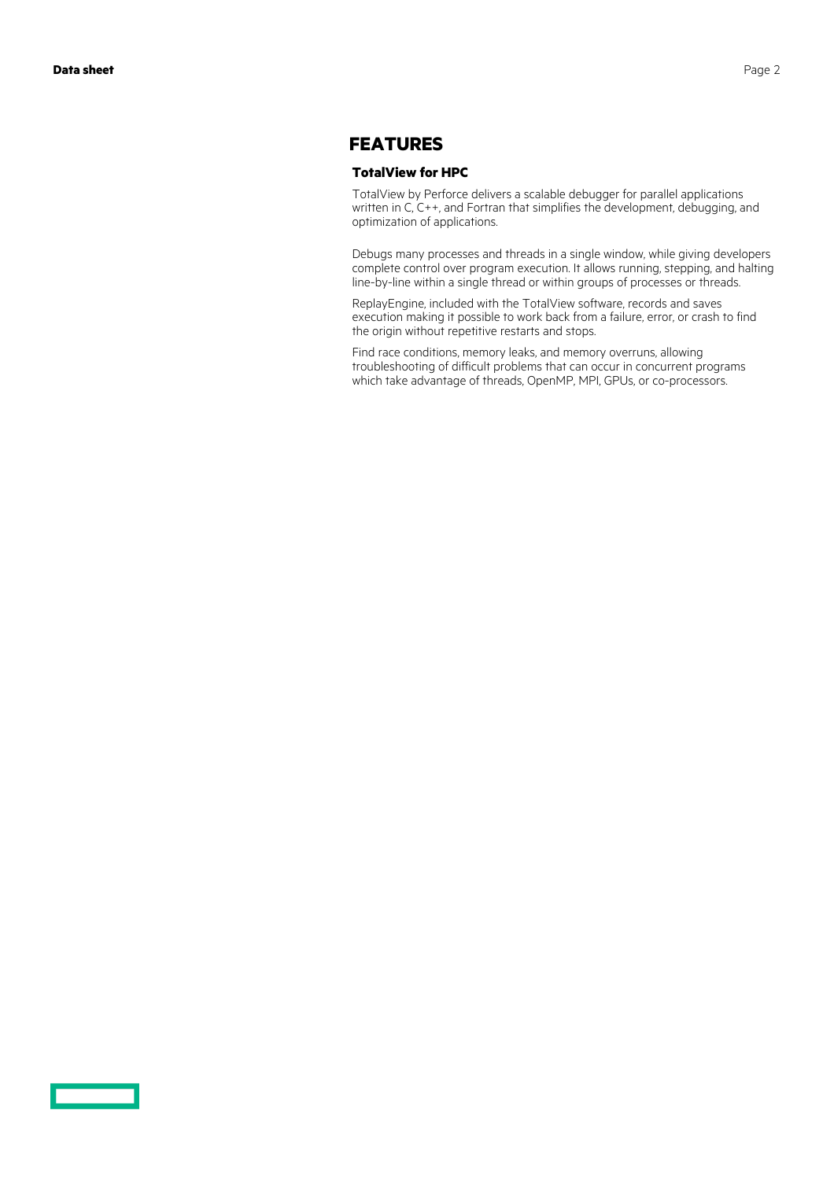## FEATURES

### TotalView for HPC

TotalView by Perforce delivers a scalable debugger for parallel applications written in C, C++, and Fortran that simplifies the development, debugging, and optimization of applications.

Debugs many processes and threads in a single window, while giving developers complete control over program execution. It allows running, stepping, and halting line-by-line within a single thread or within groups of processes or threads.

ReplayEngine, included with the TotalView software, records and saves execution making it possible to work back from a failure, error, or crash to find the origin without repetitive restarts and stops.

Find race conditions, memory leaks, and memory overruns, allowing troubleshooting of difficult problems that can occur in concurrent programs which take advantage of threads, OpenMP, MPI, GPUs, or co-processors.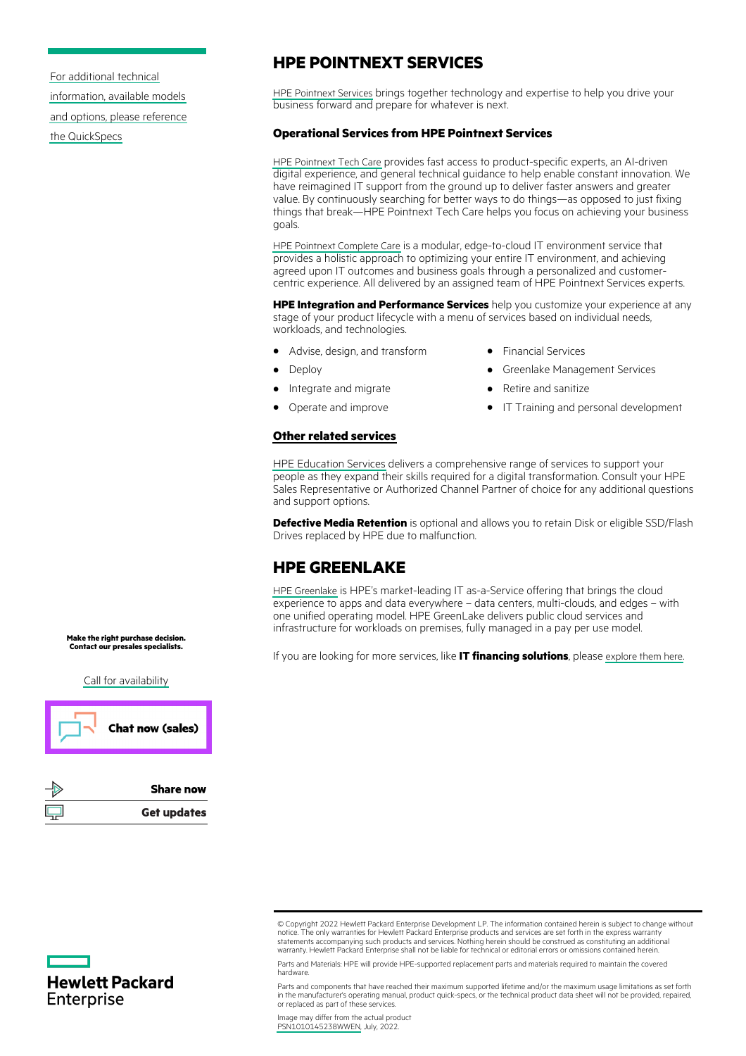For additional technical information, available models and options, please reference the QuickSpecs

## HPE POINTNEXT SERVICES

HPE Pointnext Services brings together technology and expertise to help you drive your business forward and prepare for whatever is next.

### Operational Services from HPE Pointnext Services

HPE Pointnext Tech Care provides fast access to product-specific experts, an AI-driven digital experience, and general technical guidance to help enable constant innovation. We have reimagined IT support from the ground up to deliver faster answers and greater value. By continuously searching for better ways to do things—as opposed to just fixing things that break—HPE Pointnext Tech Care helps you focus on achieving your business goals.

HPE Pointnext Complete Care is a modular, edge-to-cloud IT environment service that provides a holistic approach to optimizing your entire IT environment, and achieving agreed upon IT outcomes and business goals through a personalized and customer-centric experience. All delivered by an assigned team of HPE Pointnext Services experts.

**HPE Integration and Performance Services** help you customize your experience at any stage of your product lifecycle with a menu of services based on individual needs, workloads, and technologies.

- Advise, design, and transform
- Deploy
- Integrate and migrate
- Operate and improve
- Financial Services
- Greenlake Management Services
- Retire and sanitize
- IT Training and personal development

### Other related services

HPE Education Services delivers a comprehensive range of services to support your people as they expand their skills required for a digital transformation. Consult your HPE Sales Representative or Authorized Channel Partner of choice for any additional questions and support options.

**Defective Media Retention** is optional and allows you to retain Disk or eligible SSD/Flash Drives replaced by HPE due to malfunction.

## HPE GREENLAKE

HPE Greenlake is HPE's market-leading IT as-a-Service offering that brings the cloud experience to apps and data everywhere – data centers, multi-clouds, and edges – with one unified operating model. HPE GreenLake delivers public cloud services and infrastructure for workloads on premises, fully managed in a pay per use model.

If you are looking for more services, like **IT financing solutions**, please explore them here.

**Make the right purchase decision. Contact our presales specialists.**

Call for availability

Chat now (sales)

Share now

Get updates

© Copyright 2022 Hewlett Packard Enterprise Development LP. The information contained herein is subject to change without notice. The only warranties for Hewlett Packard Enterprise products and services are set forth in the express warranty statements accompanying such products and services. Nothing herein should be construed as constituting an additional warranty. Hewlett Packard Enterprise shall not be liable for technical or editorial errors or omissions contained herein.

Parts and Materials: HPE will provide HPE-supported replacement parts and materials required to maintain the covered hardware.

Parts and components that have reached their maximum supported lifetime and/or the maximum usage limitations as set forth in the manufacturer's operating manual, product quick-specs, or the technical product data sheet will not be provided, repaired, or replaced as part of these services.

Image may differ from the actual product

PSN1010145238WWEN, July, 2022.

Hewlett Packard Enterprise